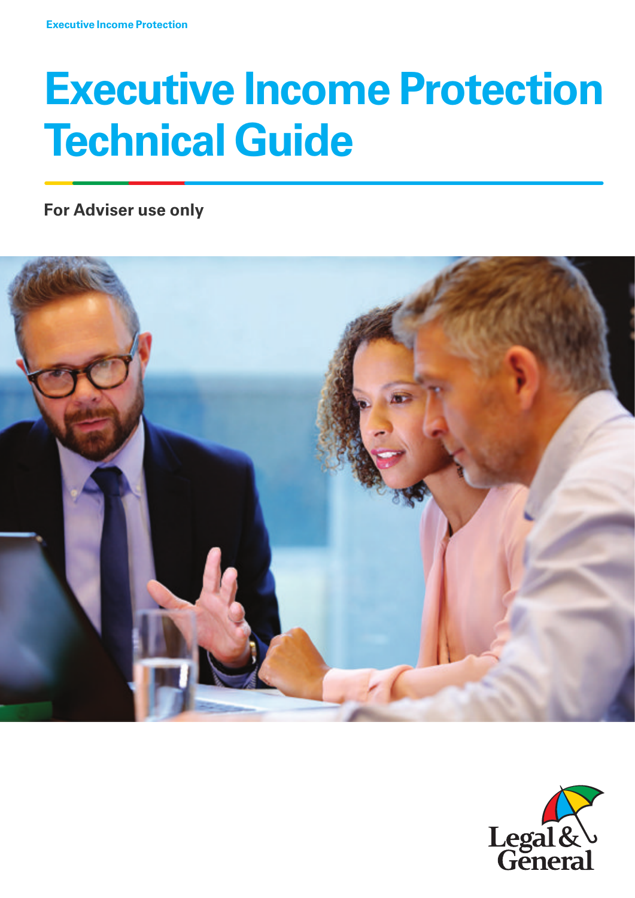# Executive Income Protection Technical Guide

**For Adviser use only**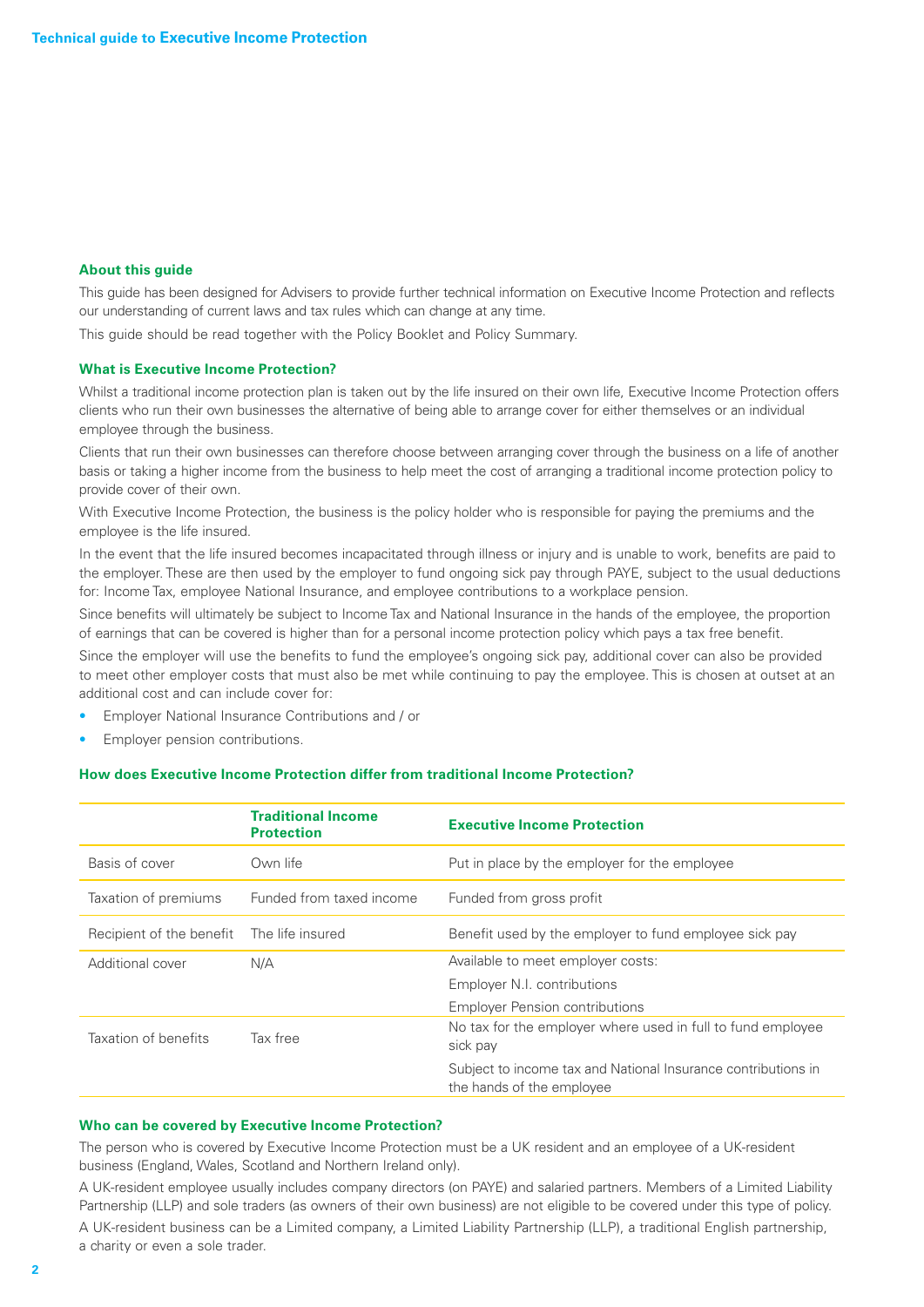## About this guide

This guide has been designed for Advisers to provide further technical information on Executive Income Protection and reflects our understanding of current laws and tax rules which can change at any time.

This guide should be read together with the Policy Booklet and Policy Summary.

## What is Executive Income Protection?

Whilst a traditional income protection plan is taken out by the life insured on their own life, Executive Income Protection offers clients who run their own businesses the alternative of being able to arrange cover for either themselves or an individual employee through the business.

Clients that run their own businesses can therefore choose between arranging cover through the business on a life of another basis or taking a higher income from the business to help meet the cost of arranging a traditional income protection policy to provide cover of their own.

With Executive Income Protection, the business is the policy holder who is responsible for paying the premiums and the employee is the life insured.

In the event that the life insured becomes incapacitated through illness or injury and is unable to work, benefits are paid to the employer. These are then used by the employer to fund ongoing sick pay through PAYE, subject to the usual deductions for: Income Tax, employee National Insurance, and employee contributions to a workplace pension.

Since benefits will ultimately be subject to Income Tax and National Insurance in the hands of the employee, the proportion of earnings that can be covered is higher than for a personal income protection policy which pays a tax free benefit.

Since the employer will use the benefits to fund the employee's ongoing sick pay, additional cover can also be provided to meet other employer costs that must also be met while continuing to pay the employee. This is chosen at outset at an additional cost and can include cover for:

- Employer National Insurance Contributions and / or
- Employer pension contributions.

## How does Executive Income Protection differ from traditional Income Protection?

| | Traditional Income Protection | Executive Income Protection |
|---|---|---|
| Basis of cover | Own life | Put in place by the employer for the employee |
| Taxation of premiums | Funded from taxed income | Funded from gross profit |
| Recipient of the benefit | The life insured | Benefit used by the employer to fund employee sick pay |
| Additional cover | N/A | Available to meet employer costs:<br>Employer N.I. contributions<br>Employer Pension contributions |
| Taxation of benefits | Tax free | No tax for the employer where used in full to fund employee sick pay<br>Subject to income tax and National Insurance contributions in the hands of the employee |

## Who can be covered by Executive Income Protection?

The person who is covered by Executive Income Protection must be a UK resident and an employee of a UK-resident business (England, Wales, Scotland and Northern Ireland only).

A UK-resident employee usually includes company directors (on PAYE) and salaried partners. Members of a Limited Liability Partnership (LLP) and sole traders (as owners of their own business) are not eligible to be covered under this type of policy.

A UK-resident business can be a Limited company, a Limited Liability Partnership (LLP), a traditional English partnership, a charity or even a sole trader.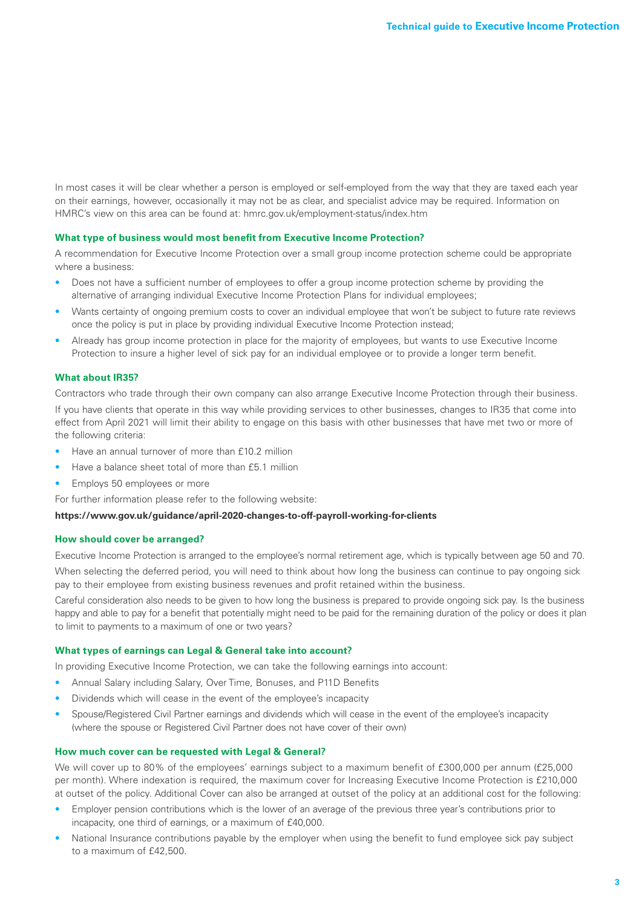In most cases it will be clear whether a person is employed or self-employed from the way that they are taxed each year on their earnings, however, occasionally it may not be as clear, and specialist advice may be required. Information on HMRC's view on this area can be found at: hmrc.gov.uk/employment-status/index.htm

### What type of business would most benefit from Executive Income Protection?

A recommendation for Executive Income Protection over a small group income protection scheme could be appropriate where a business:

- Does not have a sufficient number of employees to offer a group income protection scheme by providing the alternative of arranging individual Executive Income Protection Plans for individual employees;
- Wants certainty of ongoing premium costs to cover an individual employee that won't be subject to future rate reviews once the policy is put in place by providing individual Executive Income Protection instead;
- Already has group income protection in place for the majority of employees, but wants to use Executive Income Protection to insure a higher level of sick pay for an individual employee or to provide a longer term benefit.

### What about IR35?

Contractors who trade through their own company can also arrange Executive Income Protection through their business.

If you have clients that operate in this way while providing services to other businesses, changes to IR35 that come into effect from April 2021 will limit their ability to engage on this basis with other businesses that have met two or more of the following criteria:

- Have an annual turnover of more than £10.2 million
- Have a balance sheet total of more than £5.1 million
- Employs 50 employees or more

For further information please refer to the following website:

**https://www.gov.uk/guidance/april-2020-changes-to-off-payroll-working-for-clients**

### How should cover be arranged?

Executive Income Protection is arranged to the employee's normal retirement age, which is typically between age 50 and 70.

When selecting the deferred period, you will need to think about how long the business can continue to pay ongoing sick pay to their employee from existing business revenues and profit retained within the business.

Careful consideration also needs to be given to how long the business is prepared to provide ongoing sick pay. Is the business happy and able to pay for a benefit that potentially might need to be paid for the remaining duration of the policy or does it plan to limit to payments to a maximum of one or two years?

### What types of earnings can Legal & General take into account?

In providing Executive Income Protection, we can take the following earnings into account:

- Annual Salary including Salary, Over Time, Bonuses, and P11D Benefits
- Dividends which will cease in the event of the employee's incapacity
- Spouse/Registered Civil Partner earnings and dividends which will cease in the event of the employee's incapacity (where the spouse or Registered Civil Partner does not have cover of their own)

### How much cover can be requested with Legal & General?

We will cover up to 80% of the employees' earnings subject to a maximum benefit of £300,000 per annum (£25,000 per month). Where indexation is required, the maximum cover for Increasing Executive Income Protection is £210,000 at outset of the policy. Additional Cover can also be arranged at outset of the policy at an additional cost for the following:

- Employer pension contributions which is the lower of an average of the previous three year's contributions prior to incapacity, one third of earnings, or a maximum of £40,000.
- National Insurance contributions payable by the employer when using the benefit to fund employee sick pay subject to a maximum of £42,500.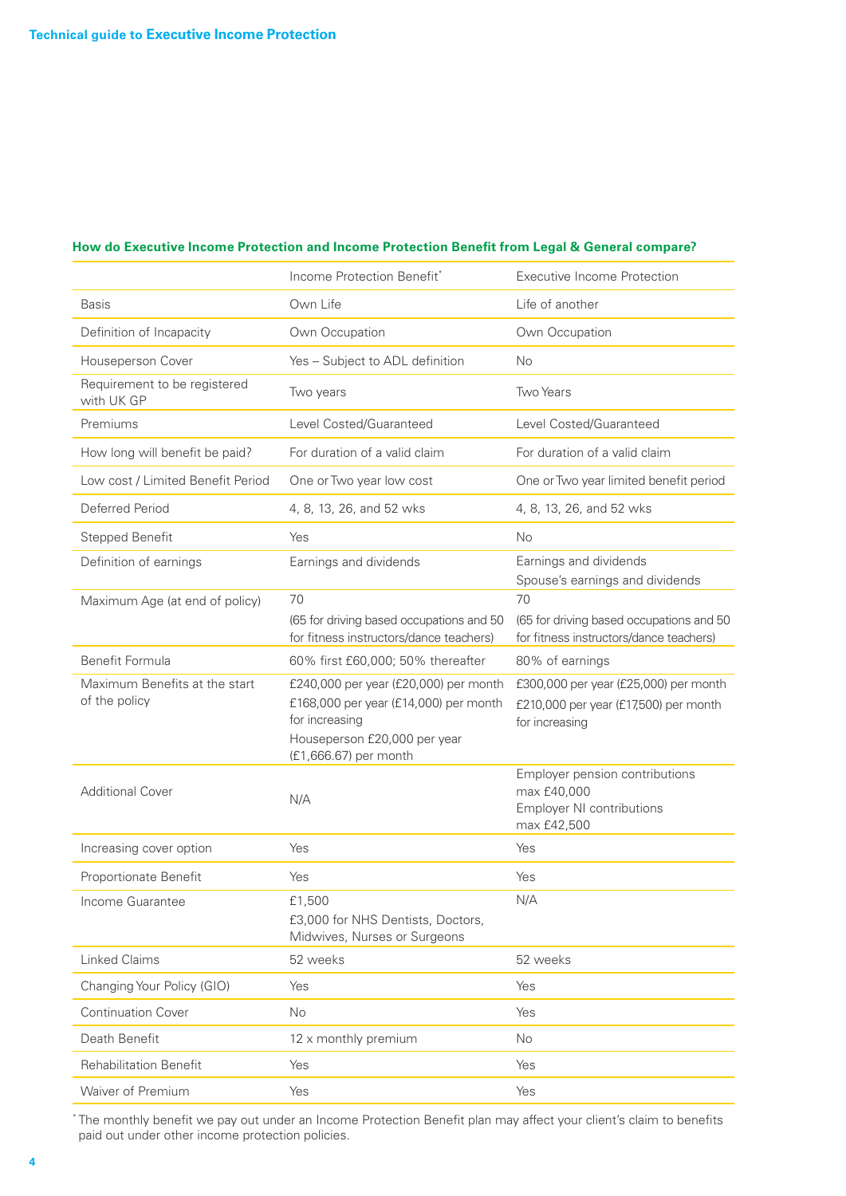**How do Executive Income Protection and Income Protection Benefit from Legal & General compare?**

| | Income Protection Benefit* | Executive Income Protection |
|---|---|---|
| Basis | Own Life | Life of another |
| Definition of Incapacity | Own Occupation | Own Occupation |
| Houseperson Cover | Yes – Subject to ADL definition | No |
| Requirement to be registered with UK GP | Two years | Two Years |
| Premiums | Level Costed/Guaranteed | Level Costed/Guaranteed |
| How long will benefit be paid? | For duration of a valid claim | For duration of a valid claim |
| Low cost / Limited Benefit Period | One or Two year low cost | One or Two year limited benefit period |
| Deferred Period | 4, 8, 13, 26, and 52 wks | 4, 8, 13, 26, and 52 wks |
| Stepped Benefit | Yes | No |
| Definition of earnings | Earnings and dividends | Earnings and dividends<br>Spouse's earnings and dividends |
| Maximum Age (at end of policy) | 70<br>(65 for driving based occupations and 50 for fitness instructors/dance teachers) | 70<br>(65 for driving based occupations and 50 for fitness instructors/dance teachers) |
| Benefit Formula | 60% first £60,000; 50% thereafter | 80% of earnings |
| Maximum Benefits at the start of the policy | £240,000 per year (£20,000) per month<br>£168,000 per year (£14,000) per month for increasing<br>Houseperson £20,000 per year (£1,666.67) per month | £300,000 per year (£25,000) per month<br>£210,000 per year (£17,500) per month for increasing |
| Additional Cover | N/A | Employer pension contributions max £40,000<br>Employer NI contributions max £42,500 |
| Increasing cover option | Yes | Yes |
| Proportionate Benefit | Yes | Yes |
| Income Guarantee | £1,500<br>£3,000 for NHS Dentists, Doctors, Midwives, Nurses or Surgeons | N/A |
| Linked Claims | 52 weeks | 52 weeks |
| Changing Your Policy (GIO) | Yes | Yes |
| Continuation Cover | No | Yes |
| Death Benefit | 12 x monthly premium | No |
| Rehabilitation Benefit | Yes | Yes |
| Waiver of Premium | Yes | Yes |

* The monthly benefit we pay out under an Income Protection Benefit plan may affect your client's claim to benefits paid out under other income protection policies.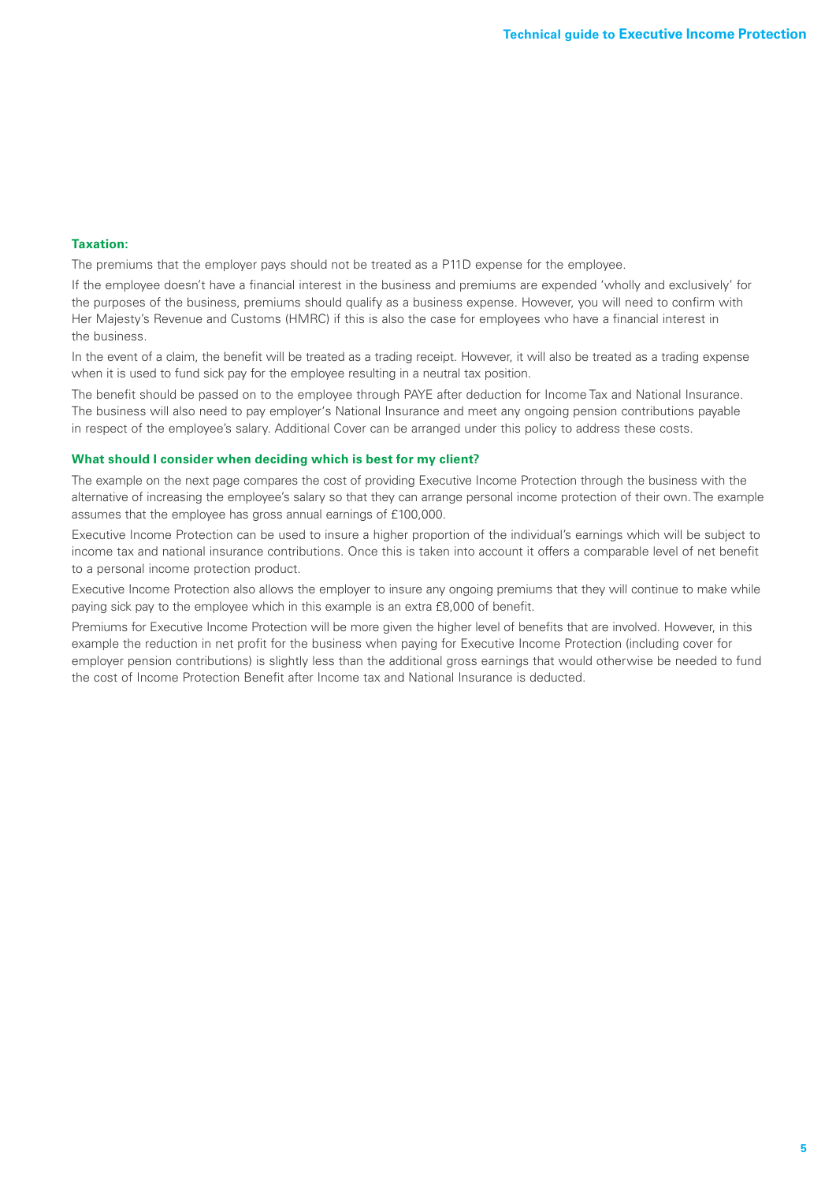**Taxation:**

The premiums that the employer pays should not be treated as a P11D expense for the employee.

If the employee doesn't have a financial interest in the business and premiums are expended 'wholly and exclusively' for the purposes of the business, premiums should qualify as a business expense. However, you will need to confirm with Her Majesty's Revenue and Customs (HMRC) if this is also the case for employees who have a financial interest in the business.

In the event of a claim, the benefit will be treated as a trading receipt. However, it will also be treated as a trading expense when it is used to fund sick pay for the employee resulting in a neutral tax position.

The benefit should be passed on to the employee through PAYE after deduction for Income Tax and National Insurance. The business will also need to pay employer's National Insurance and meet any ongoing pension contributions payable in respect of the employee's salary. Additional Cover can be arranged under this policy to address these costs.

**What should I consider when deciding which is best for my client?**

The example on the next page compares the cost of providing Executive Income Protection through the business with the alternative of increasing the employee's salary so that they can arrange personal income protection of their own. The example assumes that the employee has gross annual earnings of £100,000.

Executive Income Protection can be used to insure a higher proportion of the individual's earnings which will be subject to income tax and national insurance contributions. Once this is taken into account it offers a comparable level of net benefit to a personal income protection product.

Executive Income Protection also allows the employer to insure any ongoing premiums that they will continue to make while paying sick pay to the employee which in this example is an extra £8,000 of benefit.

Premiums for Executive Income Protection will be more given the higher level of benefits that are involved. However, in this example the reduction in net profit for the business when paying for Executive Income Protection (including cover for employer pension contributions) is slightly less than the additional gross earnings that would otherwise be needed to fund the cost of Income Protection Benefit after Income tax and National Insurance is deducted.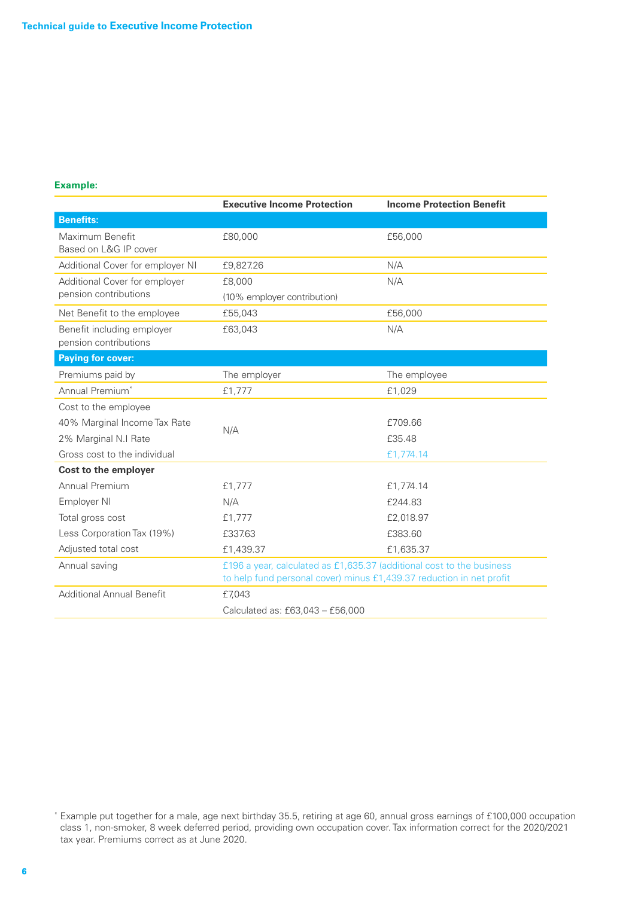**Example:**

| | Executive Income Protection | Income Protection Benefit |
|---|---|---|
| **Benefits:** | | |
| Maximum Benefit<br>Based on L&G IP cover | £80,000 | £56,000 |
| Additional Cover for employer NI | £9,827.26 | N/A |
| Additional Cover for employer pension contributions | £8,000<br>(10% employer contribution) | N/A |
| Net Benefit to the employee | £55,043 | £56,000 |
| Benefit including employer pension contributions | £63,043 | N/A |
| **Paying for cover:** | | |
| Premiums paid by | The employer | The employee |
| Annual Premium* | £1,777 | £1,029 |
| Cost to the employee | | |
| 40% Marginal Income Tax Rate | N/A | £709.66 |
| 2% Marginal N.I Rate | | £35.48 |
| Gross cost to the individual | | £1,774.14 |
| **Cost to the employer** | | |
| Annual Premium | £1,777 | £1,774.14 |
| Employer NI | N/A | £244.83 |
| Total gross cost | £1,777 | £2,018.97 |
| Less Corporation Tax (19%) | £337.63 | £383.60 |
| Adjusted total cost | £1,439.37 | £1,635.37 |
| Annual saving | £196 a year, calculated as £1,635.37 (additional cost to the business to help fund personal cover) minus £1,439.37 reduction in net profit | |
| Additional Annual Benefit | £7,043<br>Calculated as: £63,043 – £56,000 | |

* Example put together for a male, age next birthday 35.5, retiring at age 60, annual gross earnings of £100,000 occupation class 1, non-smoker, 8 week deferred period, providing own occupation cover. Tax information correct for the 2020/2021 tax year. Premiums correct as at June 2020.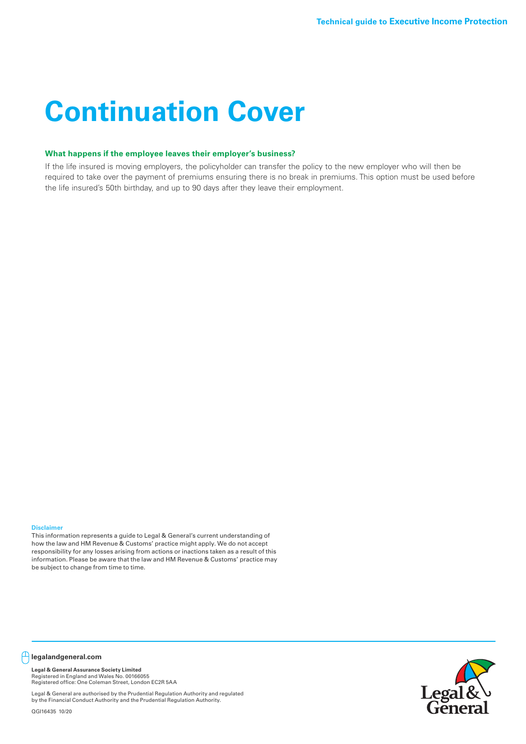# Continuation Cover

### What happens if the employee leaves their employer's business?

If the life insured is moving employers, the policyholder can transfer the policy to the new employer who will then be required to take over the payment of premiums ensuring there is no break in premiums. This option must be used before the life insured's 50th birthday, and up to 90 days after they leave their employment.

**Disclaimer**

This information represents a guide to Legal & General's current understanding of how the law and HM Revenue & Customs' practice might apply. We do not accept responsibility for any losses arising from actions or inactions taken as a result of this information. Please be aware that the law and HM Revenue & Customs' practice may be subject to change from time to time.

**legalandgeneral.com**

**Legal & General Assurance Society Limited**
Registered in England and Wales No. 00166055
Registered office: One Coleman Street, London EC2R 5AA

Legal & General are authorised by the Prudential Regulation Authority and regulated by the Financial Conduct Authority and the Prudential Regulation Authority.

QGI16435 10/20